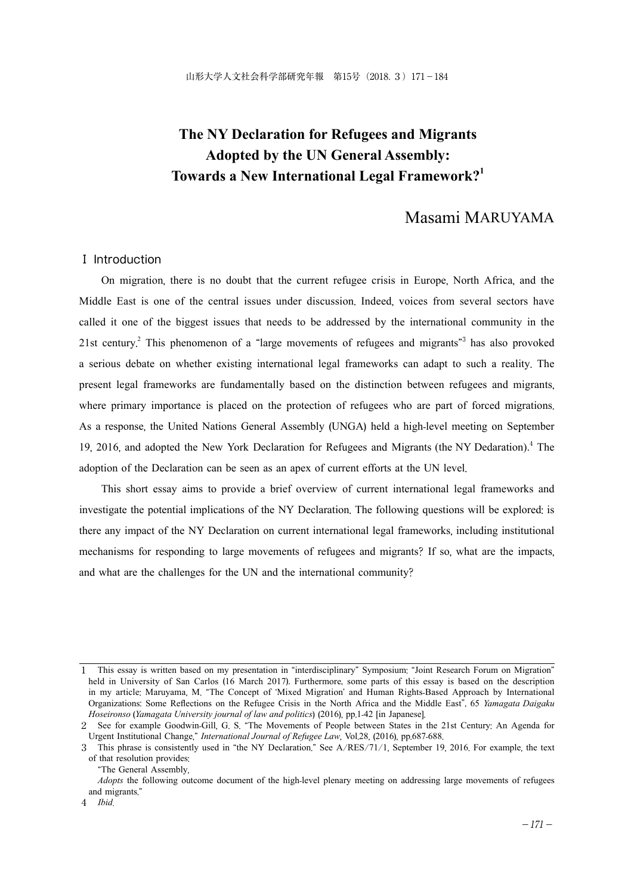# The NY Declaration for Refugees and Migrants Adopted by the UN General Assembly: Towards a New International Legal Framework?[1]

Masami MARUYAMA

## Ⅰ Introduction

On migration, there is no doubt that the current refugee crisis in Europe, North Africa, and the Middle East is one of the central issues under discussion. Indeed, voices from several sectors have called it one of the biggest issues that needs to be addressed by the international community in the 21st century.[2] This phenomenon of a "large movements of refugees and migrants"[3] has also provoked a serious debate on whether existing international legal frameworks can adapt to such a reality. The present legal frameworks are fundamentally based on the distinction between refugees and migrants, where primary importance is placed on the protection of refugees who are part of forced migrations. As a response, the United Nations General Assembly (UNGA) held a high-level meeting on September 19, 2016, and adopted the New York Declaration for Refugees and Migrants (the NY Dedaration).[4] The adoption of the Declaration can be seen as an apex of current efforts at the UN level.

This short essay aims to provide a brief overview of current international legal frameworks and investigate the potential implications of the NY Declaration. The following questions will be explored: is there any impact of the NY Declaration on current international legal frameworks, including institutional mechanisms for responding to large movements of refugees and migrants? If so, what are the impacts, and what are the challenges for the UN and the international community?

---

1 This essay is written based on my presentation in "interdisciplinary" Symposium: "Joint Research Forum on Migration" held in University of San Carlos (16 March 2017). Furthermore, some parts of this essay is based on the description in my article: Maruyama, M. "The Concept of 'Mixed Migration' and Human Rights-Based Approach by International Organizations: Some Reflections on the Refugee Crisis in the North Africa and the Middle East", 65 *Yamagata Daigaku Hoseironso* (*Yamagata University journal of law and politics*) (2016), pp.1-42 [in Japanese].

2 See for example Goodwin-Gill, G. S. "The Movements of People between States in the 21st Century: An Agenda for Urgent Institutional Change," *International Journal of Refugee Law*, Vol.28, (2016), pp.687-688.

3 This phrase is consistently used in "the NY Declaration." See A/RES/71/1, September 19, 2016. For example, the text of that resolution provides:

"The General Assembly,

*Adopts* the following outcome document of the high-level plenary meeting on addressing large movements of refugees and migrants."

4 *Ibid.*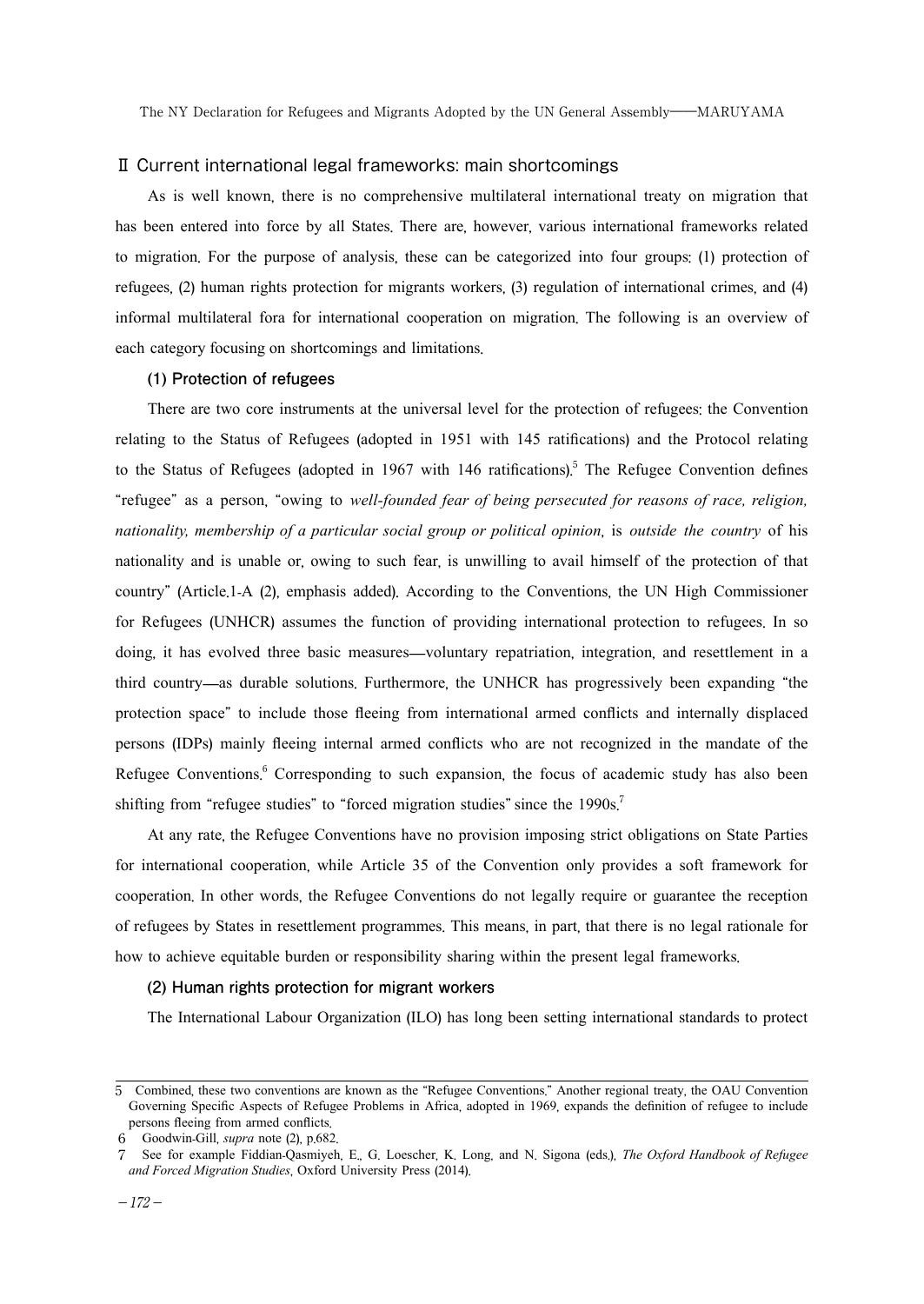## Ⅱ Current international legal frameworks: main shortcomings

As is well known, there is no comprehensive multilateral international treaty on migration that has been entered into force by all States. There are, however, various international frameworks related to migration. For the purpose of analysis, these can be categorized into four groups: (1) protection of refugees, (2) human rights protection for migrants workers, (3) regulation of international crimes, and (4) informal multilateral fora for international cooperation on migration. The following is an overview of each category focusing on shortcomings and limitations.

### (1) Protection of refugees

There are two core instruments at the universal level for the protection of refugees: the Convention relating to the Status of Refugees (adopted in 1951 with 145 ratifications) and the Protocol relating to the Status of Refugees (adopted in 1967 with 146 ratifications).[5] The Refugee Convention defines "refugee" as a person, "owing to *well-founded fear of being persecuted for reasons of race, religion, nationality, membership of a particular social group or political opinion*, is *outside the country* of his nationality and is unable or, owing to such fear, is unwilling to avail himself of the protection of that country" (Article.1-A (2), emphasis added). According to the Conventions, the UN High Commissioner for Refugees (UNHCR) assumes the function of providing international protection to refugees. In so doing, it has evolved three basic measures—voluntary repatriation, integration, and resettlement in a third country—as durable solutions. Furthermore, the UNHCR has progressively been expanding "the protection space" to include those fleeing from international armed conflicts and internally displaced persons (IDPs) mainly fleeing internal armed conflicts who are not recognized in the mandate of the Refugee Conventions.[6] Corresponding to such expansion, the focus of academic study has also been shifting from "refugee studies" to "forced migration studies" since the 1990s.[7]

At any rate, the Refugee Conventions have no provision imposing strict obligations on State Parties for international cooperation, while Article 35 of the Convention only provides a soft framework for cooperation. In other words, the Refugee Conventions do not legally require or guarantee the reception of refugees by States in resettlement programmes. This means, in part, that there is no legal rationale for how to achieve equitable burden or responsibility sharing within the present legal frameworks.

### (2) Human rights protection for migrant workers

The International Labour Organization (ILO) has long been setting international standards to protect

---

5 Combined, these two conventions are known as the "Refugee Conventions." Another regional treaty, the OAU Convention Governing Specific Aspects of Refugee Problems in Africa, adopted in 1969, expands the definition of refugee to include persons fleeing from armed conflicts.

6 Goodwin-Gill, *supra* note (2), p.682.

7 See for example Fiddian-Qasmiyeh, E., G. Loescher, K. Long, and N. Sigona (eds.), *The Oxford Handbook of Refugee and Forced Migration Studies*, Oxford University Press (2014).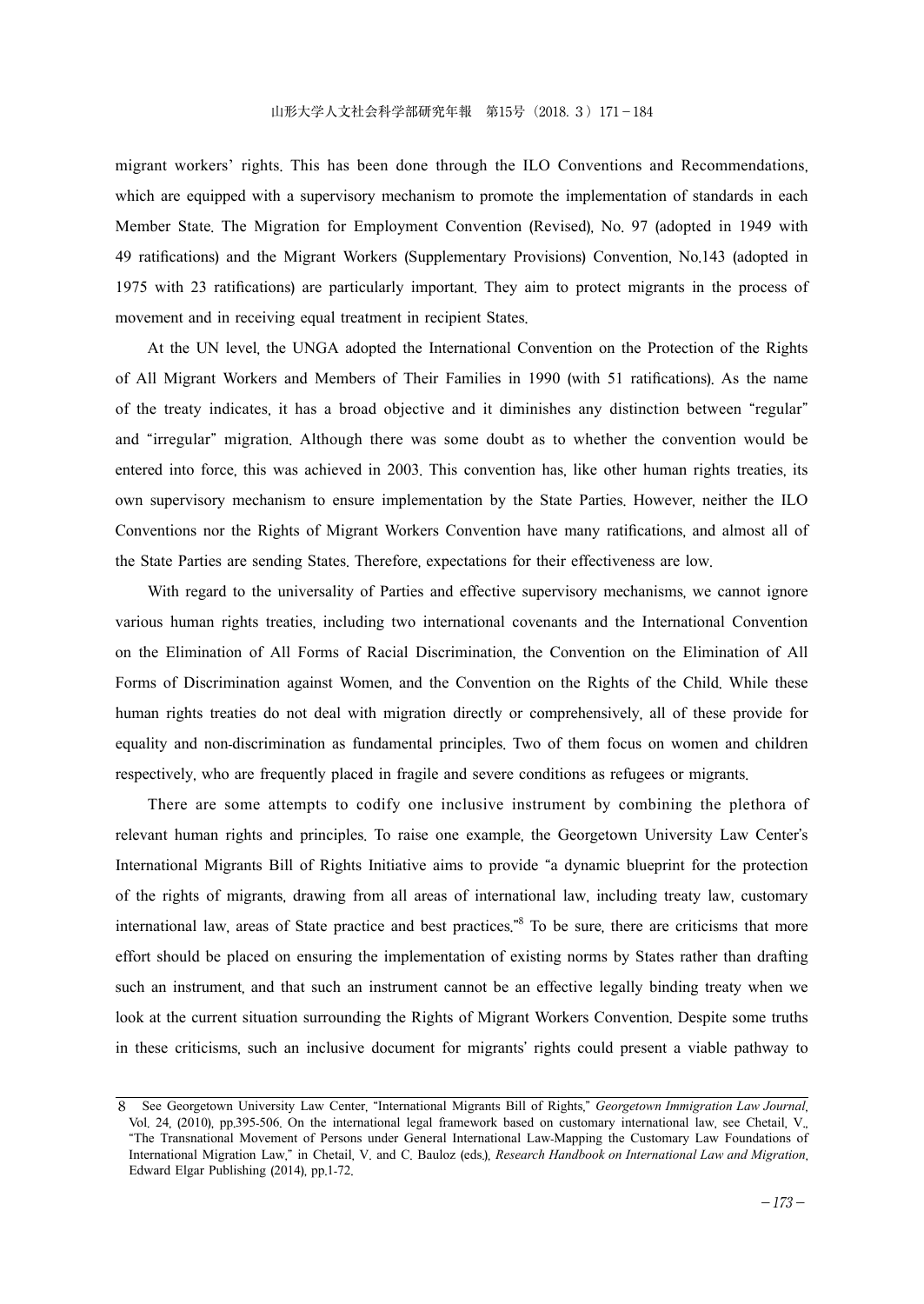migrant workers' rights. This has been done through the ILO Conventions and Recommendations, which are equipped with a supervisory mechanism to promote the implementation of standards in each Member State. The Migration for Employment Convention (Revised), No. 97 (adopted in 1949 with 49 ratifications) and the Migrant Workers (Supplementary Provisions) Convention, No.143 (adopted in 1975 with 23 ratifications) are particularly important. They aim to protect migrants in the process of movement and in receiving equal treatment in recipient States.

At the UN level, the UNGA adopted the International Convention on the Protection of the Rights of All Migrant Workers and Members of Their Families in 1990 (with 51 ratifications). As the name of the treaty indicates, it has a broad objective and it diminishes any distinction between "regular" and "irregular" migration. Although there was some doubt as to whether the convention would be entered into force, this was achieved in 2003. This convention has, like other human rights treaties, its own supervisory mechanism to ensure implementation by the State Parties. However, neither the ILO Conventions nor the Rights of Migrant Workers Convention have many ratifications, and almost all of the State Parties are sending States. Therefore, expectations for their effectiveness are low.

With regard to the universality of Parties and effective supervisory mechanisms, we cannot ignore various human rights treaties, including two international covenants and the International Convention on the Elimination of All Forms of Racial Discrimination, the Convention on the Elimination of All Forms of Discrimination against Women, and the Convention on the Rights of the Child. While these human rights treaties do not deal with migration directly or comprehensively, all of these provide for equality and non-discrimination as fundamental principles. Two of them focus on women and children respectively, who are frequently placed in fragile and severe conditions as refugees or migrants.

There are some attempts to codify one inclusive instrument by combining the plethora of relevant human rights and principles. To raise one example, the Georgetown University Law Center's International Migrants Bill of Rights Initiative aims to provide "a dynamic blueprint for the protection of the rights of migrants, drawing from all areas of international law, including treaty law, customary international law, areas of State practice and best practices."[8] To be sure, there are criticisms that more effort should be placed on ensuring the implementation of existing norms by States rather than drafting such an instrument, and that such an instrument cannot be an effective legally binding treaty when we look at the current situation surrounding the Rights of Migrant Workers Convention. Despite some truths in these criticisms, such an inclusive document for migrants' rights could present a viable pathway to

---

8 See Georgetown University Law Center, "International Migrants Bill of Rights," *Georgetown Immigration Law Journal*, Vol. 24, (2010), pp.395-506. On the international legal framework based on customary international law, see Chetail, V., "The Transnational Movement of Persons under General International Law-Mapping the Customary Law Foundations of International Migration Law," in Chetail, V. and C. Bauloz (eds.), *Research Handbook on International Law and Migration*, Edward Elgar Publishing (2014), pp.1-72.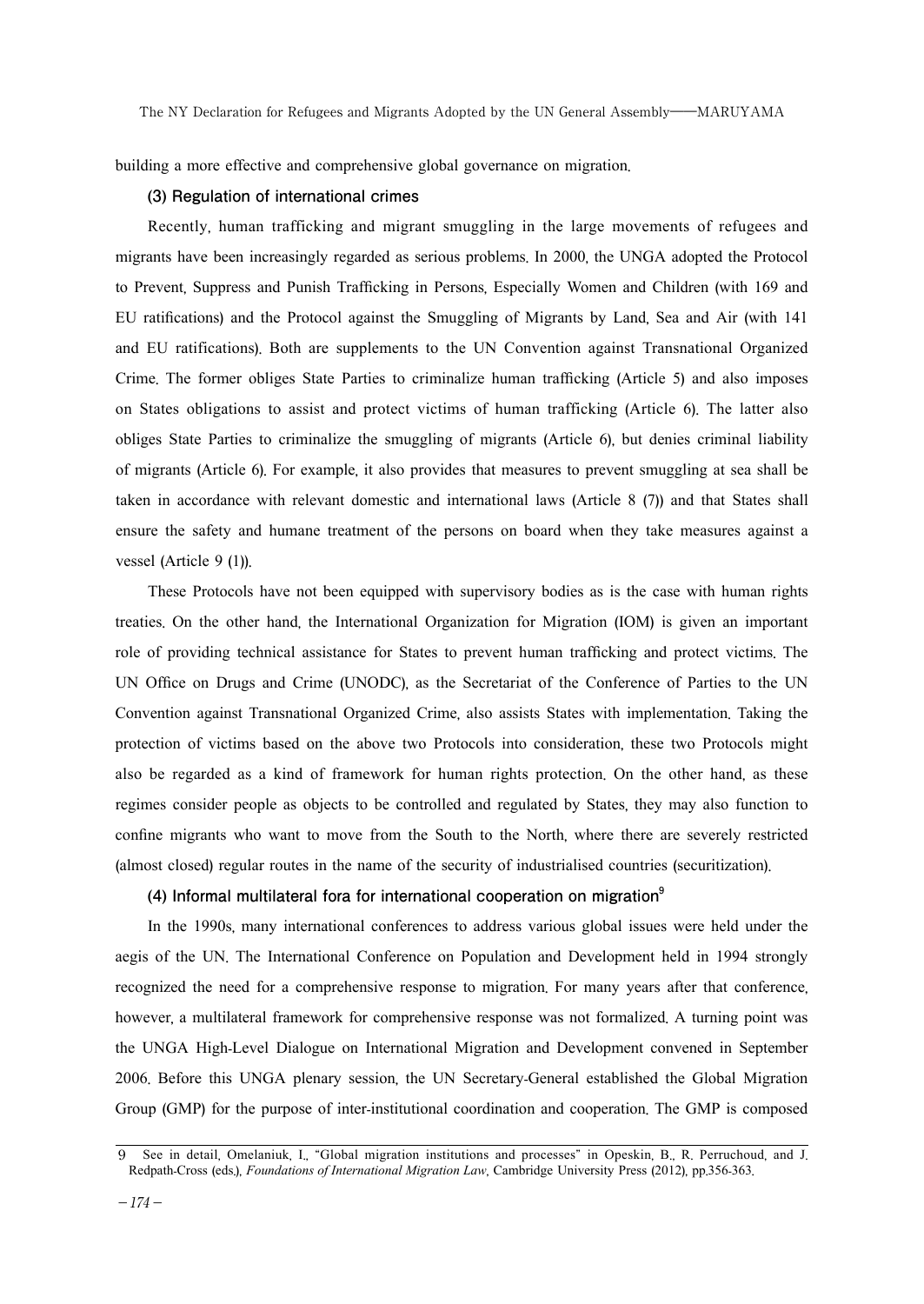building a more effective and comprehensive global governance on migration.

### (3) Regulation of international crimes

Recently, human trafficking and migrant smuggling in the large movements of refugees and migrants have been increasingly regarded as serious problems. In 2000, the UNGA adopted the Protocol to Prevent, Suppress and Punish Trafficking in Persons, Especially Women and Children (with 169 and EU ratifications) and the Protocol against the Smuggling of Migrants by Land, Sea and Air (with 141 and EU ratifications). Both are supplements to the UN Convention against Transnational Organized Crime. The former obliges State Parties to criminalize human trafficking (Article 5) and also imposes on States obligations to assist and protect victims of human trafficking (Article 6). The latter also obliges State Parties to criminalize the smuggling of migrants (Article 6), but denies criminal liability of migrants (Article 6). For example, it also provides that measures to prevent smuggling at sea shall be taken in accordance with relevant domestic and international laws (Article 8 (7)) and that States shall ensure the safety and humane treatment of the persons on board when they take measures against a vessel (Article 9 (1)).

These Protocols have not been equipped with supervisory bodies as is the case with human rights treaties. On the other hand, the International Organization for Migration (IOM) is given an important role of providing technical assistance for States to prevent human trafficking and protect victims. The UN Office on Drugs and Crime (UNODC), as the Secretariat of the Conference of Parties to the UN Convention against Transnational Organized Crime, also assists States with implementation. Taking the protection of victims based on the above two Protocols into consideration, these two Protocols might also be regarded as a kind of framework for human rights protection. On the other hand, as these regimes consider people as objects to be controlled and regulated by States, they may also function to confine migrants who want to move from the South to the North, where there are severely restricted (almost closed) regular routes in the name of the security of industrialised countries (securitization).

### (4) Informal multilateral fora for international cooperation on migration[9]

In the 1990s, many international conferences to address various global issues were held under the aegis of the UN. The International Conference on Population and Development held in 1994 strongly recognized the need for a comprehensive response to migration. For many years after that conference, however, a multilateral framework for comprehensive response was not formalized. A turning point was the UNGA High-Level Dialogue on International Migration and Development convened in September 2006. Before this UNGA plenary session, the UN Secretary-General established the Global Migration Group (GMP) for the purpose of inter-institutional coordination and cooperation. The GMP is composed

---

9 See in detail, Omelaniuk, I., "Global migration institutions and processes" in Opeskin, B., R. Perruchoud, and J. Redpath-Cross (eds.), *Foundations of International Migration Law*, Cambridge University Press (2012), pp.356-363.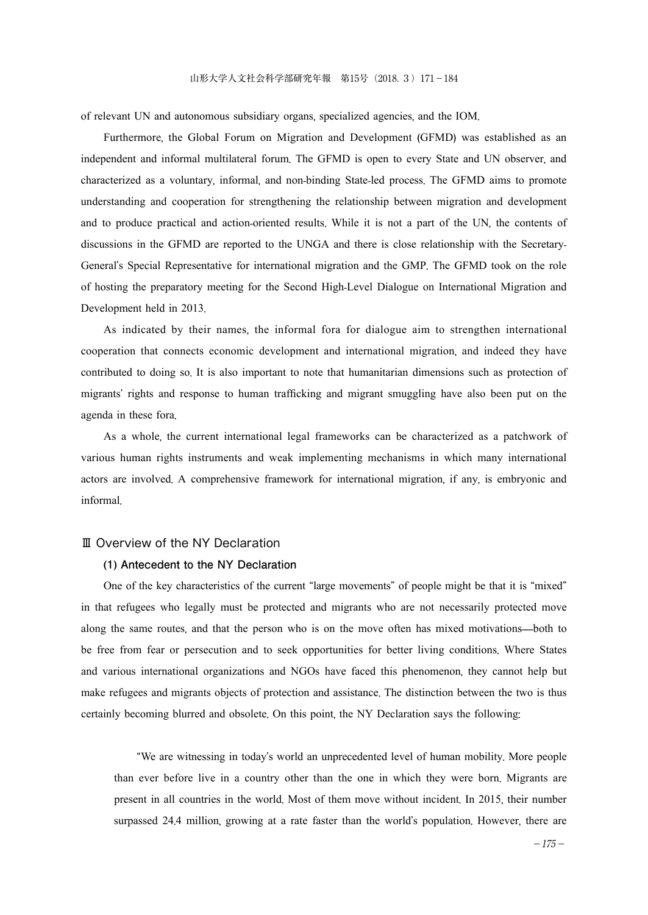of relevant UN and autonomous subsidiary organs, specialized agencies, and the IOM.

Furthermore, the Global Forum on Migration and Development (GFMD) was established as an independent and informal multilateral forum. The GFMD is open to every State and UN observer, and characterized as a voluntary, informal, and non-binding State-led process. The GFMD aims to promote understanding and cooperation for strengthening the relationship between migration and development and to produce practical and action-oriented results. While it is not a part of the UN, the contents of discussions in the GFMD are reported to the UNGA and there is close relationship with the Secretary-General's Special Representative for international migration and the GMP. The GFMD took on the role of hosting the preparatory meeting for the Second High-Level Dialogue on International Migration and Development held in 2013.

As indicated by their names, the informal fora for dialogue aim to strengthen international cooperation that connects economic development and international migration, and indeed they have contributed to doing so. It is also important to note that humanitarian dimensions such as protection of migrants' rights and response to human trafficking and migrant smuggling have also been put on the agenda in these fora.

As a whole, the current international legal frameworks can be characterized as a patchwork of various human rights instruments and weak implementing mechanisms in which many international actors are involved. A comprehensive framework for international migration, if any, is embryonic and informal.

## Ⅲ Overview of the NY Declaration

### (1) Antecedent to the NY Declaration

One of the key characteristics of the current "large movements" of people might be that it is "mixed" in that refugees who legally must be protected and migrants who are not necessarily protected move along the same routes, and that the person who is on the move often has mixed motivations—both to be free from fear or persecution and to seek opportunities for better living conditions. Where States and various international organizations and NGOs have faced this phenomenon, they cannot help but make refugees and migrants objects of protection and assistance. The distinction between the two is thus certainly becoming blurred and obsolete. On this point, the NY Declaration says the following:

> "We are witnessing in today's world an unprecedented level of human mobility. More people than ever before live in a country other than the one in which they were born. Migrants are present in all countries in the world. Most of them move without incident. In 2015, their number surpassed 24.4 million, growing at a rate faster than the world's population. However, there are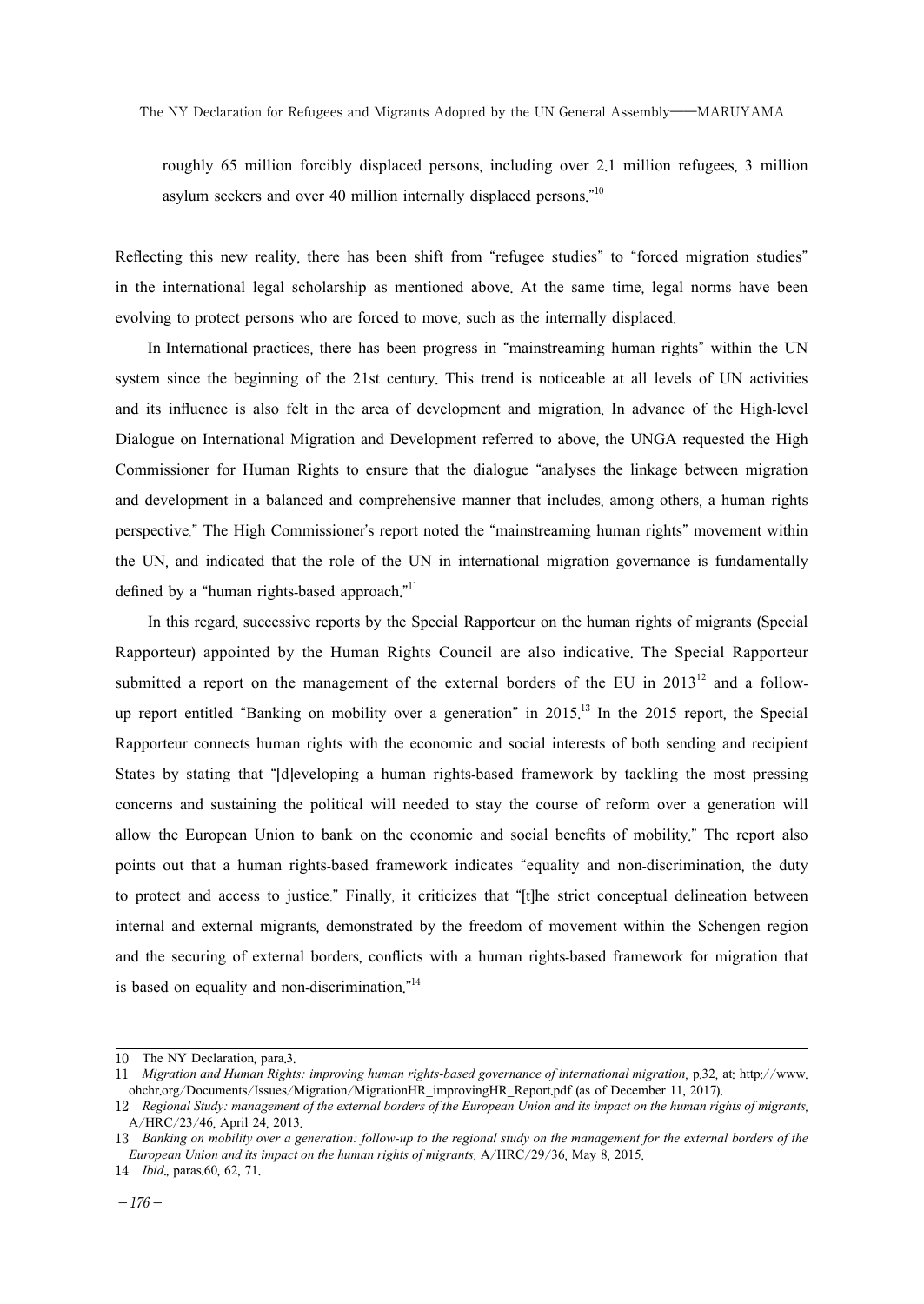roughly 65 million forcibly displaced persons, including over 21 million refugees, 3 million asylum seekers and over 40 million internally displaced persons."[10]

Reflecting this new reality, there has been shift from "refugee studies" to "forced migration studies" in the international legal scholarship as mentioned above. At the same time, legal norms have been evolving to protect persons who are forced to move, such as the internally displaced.

In International practices, there has been progress in "mainstreaming human rights" within the UN system since the beginning of the 21st century. This trend is noticeable at all levels of UN activities and its influence is also felt in the area of development and migration. In advance of the High-level Dialogue on International Migration and Development referred to above, the UNGA requested the High Commissioner for Human Rights to ensure that the dialogue "analyses the linkage between migration and development in a balanced and comprehensive manner that includes, among others, a human rights perspective." The High Commissioner's report noted the "mainstreaming human rights" movement within the UN, and indicated that the role of the UN in international migration governance is fundamentally defined by a "human rights-based approach."[11]

In this regard, successive reports by the Special Rapporteur on the human rights of migrants (Special Rapporteur) appointed by the Human Rights Council are also indicative. The Special Rapporteur submitted a report on the management of the external borders of the EU in 2013[12] and a follow-up report entitled "Banking on mobility over a generation" in 2015.[13] In the 2015 report, the Special Rapporteur connects human rights with the economic and social interests of both sending and recipient States by stating that "[d]eveloping a human rights-based framework by tackling the most pressing concerns and sustaining the political will needed to stay the course of reform over a generation will allow the European Union to bank on the economic and social benefits of mobility." The report also points out that a human rights-based framework indicates "equality and non-discrimination, the duty to protect and access to justice." Finally, it criticizes that "[t]he strict conceptual delineation between internal and external migrants, demonstrated by the freedom of movement within the Schengen region and the securing of external borders, conflicts with a human rights-based framework for migration that is based on equality and non-discrimination."[14]

---

10 The NY Declaration, para.3.

11 *Migration and Human Rights: improving human rights-based governance of international migration*, p.32, at: http://www.ohchr.org/Documents/Issues/Migration/MigrationHR_improvingHR_Report.pdf (as of December 11, 2017).

12 *Regional Study: management of the external borders of the European Union and its impact on the human rights of migrants*, A/HRC/23/46, April 24, 2013.

13 *Banking on mobility over a generation: follow-up to the regional study on the management for the external borders of the European Union and its impact on the human rights of migrants*, A/HRC/29/36, May 8, 2015.

14 *Ibid.*, paras.60, 62, 71.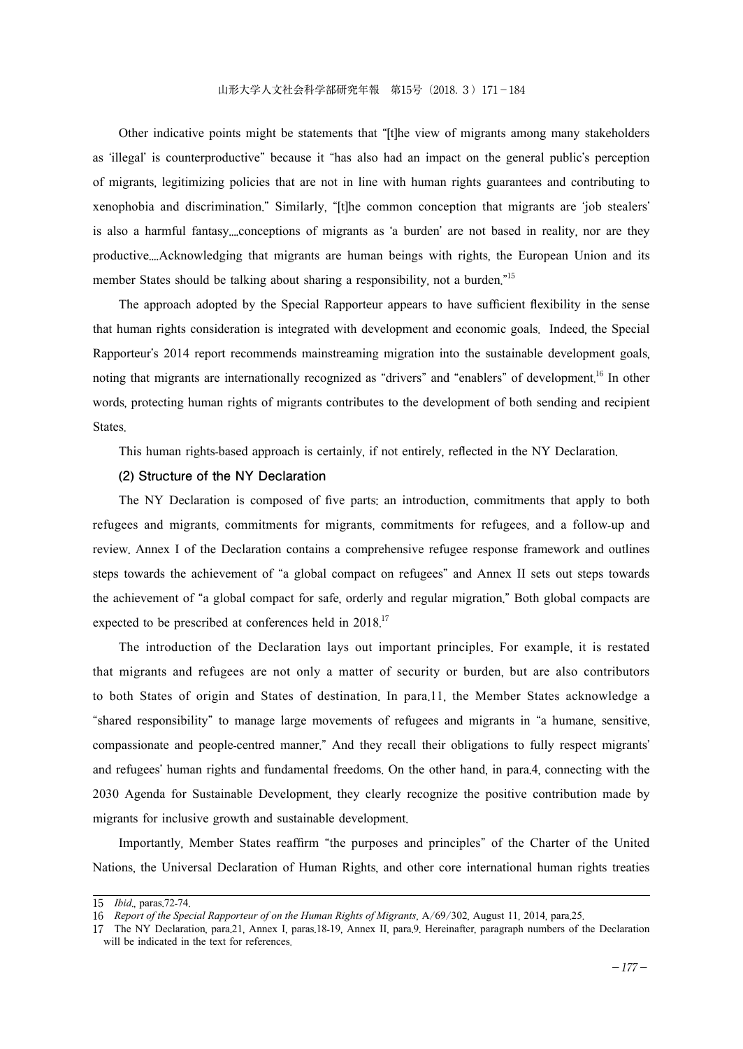Other indicative points might be statements that "[t]he view of migrants among many stakeholders as 'illegal' is counterproductive" because it "has also had an impact on the general public's perception of migrants, legitimizing policies that are not in line with human rights guarantees and contributing to xenophobia and discrimination." Similarly, "[t]he common conception that migrants are 'job stealers' is also a harmful fantasy....conceptions of migrants as 'a burden' are not based in reality, nor are they productive....Acknowledging that migrants are human beings with rights, the European Union and its member States should be talking about sharing a responsibility, not a burden."[15]

The approach adopted by the Special Rapporteur appears to have sufficient flexibility in the sense that human rights consideration is integrated with development and economic goals. Indeed, the Special Rapporteur's 2014 report recommends mainstreaming migration into the sustainable development goals, noting that migrants are internationally recognized as "drivers" and "enablers" of development.[16] In other words, protecting human rights of migrants contributes to the development of both sending and recipient States.

This human rights-based approach is certainly, if not entirely, reflected in the NY Declaration.

### (2) Structure of the NY Declaration

The NY Declaration is composed of five parts: an introduction, commitments that apply to both refugees and migrants, commitments for migrants, commitments for refugees, and a follow-up and review. Annex I of the Declaration contains a comprehensive refugee response framework and outlines steps towards the achievement of "a global compact on refugees" and Annex II sets out steps towards the achievement of "a global compact for safe, orderly and regular migration." Both global compacts are expected to be prescribed at conferences held in 2018.[17]

The introduction of the Declaration lays out important principles. For example, it is restated that migrants and refugees are not only a matter of security or burden, but are also contributors to both States of origin and States of destination. In para.11, the Member States acknowledge a "shared responsibility" to manage large movements of refugees and migrants in "a humane, sensitive, compassionate and people-centred manner." And they recall their obligations to fully respect migrants' and refugees' human rights and fundamental freedoms. On the other hand, in para.4, connecting with the 2030 Agenda for Sustainable Development, they clearly recognize the positive contribution made by migrants for inclusive growth and sustainable development.

Importantly, Member States reaffirm "the purposes and principles" of the Charter of the United Nations, the Universal Declaration of Human Rights, and other core international human rights treaties

---

15 *Ibid.*, paras.72-74.

16 *Report of the Special Rapporteur of on the Human Rights of Migrants*, A/69/302, August 11, 2014, para.25.

17 The NY Declaration, para.21, Annex I, paras.18-19, Annex II, para.9. Hereinafter, paragraph numbers of the Declaration will be indicated in the text for references.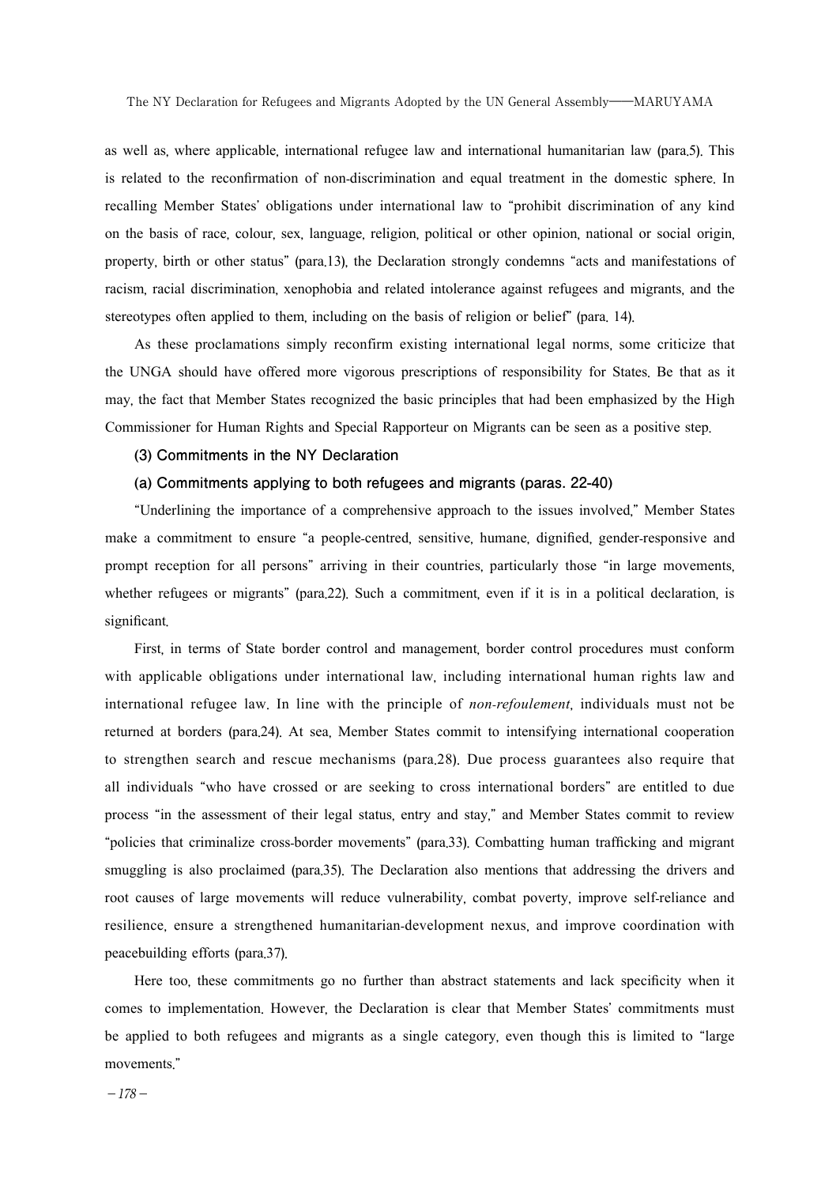as well as, where applicable, international refugee law and international humanitarian law (para.5). This is related to the reconfirmation of non-discrimination and equal treatment in the domestic sphere. In recalling Member States' obligations under international law to "prohibit discrimination of any kind on the basis of race, colour, sex, language, religion, political or other opinion, national or social origin, property, birth or other status" (para.13), the Declaration strongly condemns "acts and manifestations of racism, racial discrimination, xenophobia and related intolerance against refugees and migrants, and the stereotypes often applied to them, including on the basis of religion or belief" (para. 14).

As these proclamations simply reconfirm existing international legal norms, some criticize that the UNGA should have offered more vigorous prescriptions of responsibility for States. Be that as it may, the fact that Member States recognized the basic principles that had been emphasized by the High Commissioner for Human Rights and Special Rapporteur on Migrants can be seen as a positive step.

### (3) Commitments in the NY Declaration

#### (a) Commitments applying to both refugees and migrants (paras. 22-40)

"Underlining the importance of a comprehensive approach to the issues involved," Member States make a commitment to ensure "a people-centred, sensitive, humane, dignified, gender-responsive and prompt reception for all persons" arriving in their countries, particularly those "in large movements, whether refugees or migrants" (para.22). Such a commitment, even if it is in a political declaration, is significant.

First, in terms of State border control and management, border control procedures must conform with applicable obligations under international law, including international human rights law and international refugee law. In line with the principle of *non-refoulement*, individuals must not be returned at borders (para.24). At sea, Member States commit to intensifying international cooperation to strengthen search and rescue mechanisms (para.28). Due process guarantees also require that all individuals "who have crossed or are seeking to cross international borders" are entitled to due process "in the assessment of their legal status, entry and stay," and Member States commit to review "policies that criminalize cross-border movements" (para.33). Combatting human trafficking and migrant smuggling is also proclaimed (para.35). The Declaration also mentions that addressing the drivers and root causes of large movements will reduce vulnerability, combat poverty, improve self-reliance and resilience, ensure a strengthened humanitarian-development nexus, and improve coordination with peacebuilding efforts (para.37).

Here too, these commitments go no further than abstract statements and lack specificity when it comes to implementation. However, the Declaration is clear that Member States' commitments must be applied to both refugees and migrants as a single category, even though this is limited to "large movements."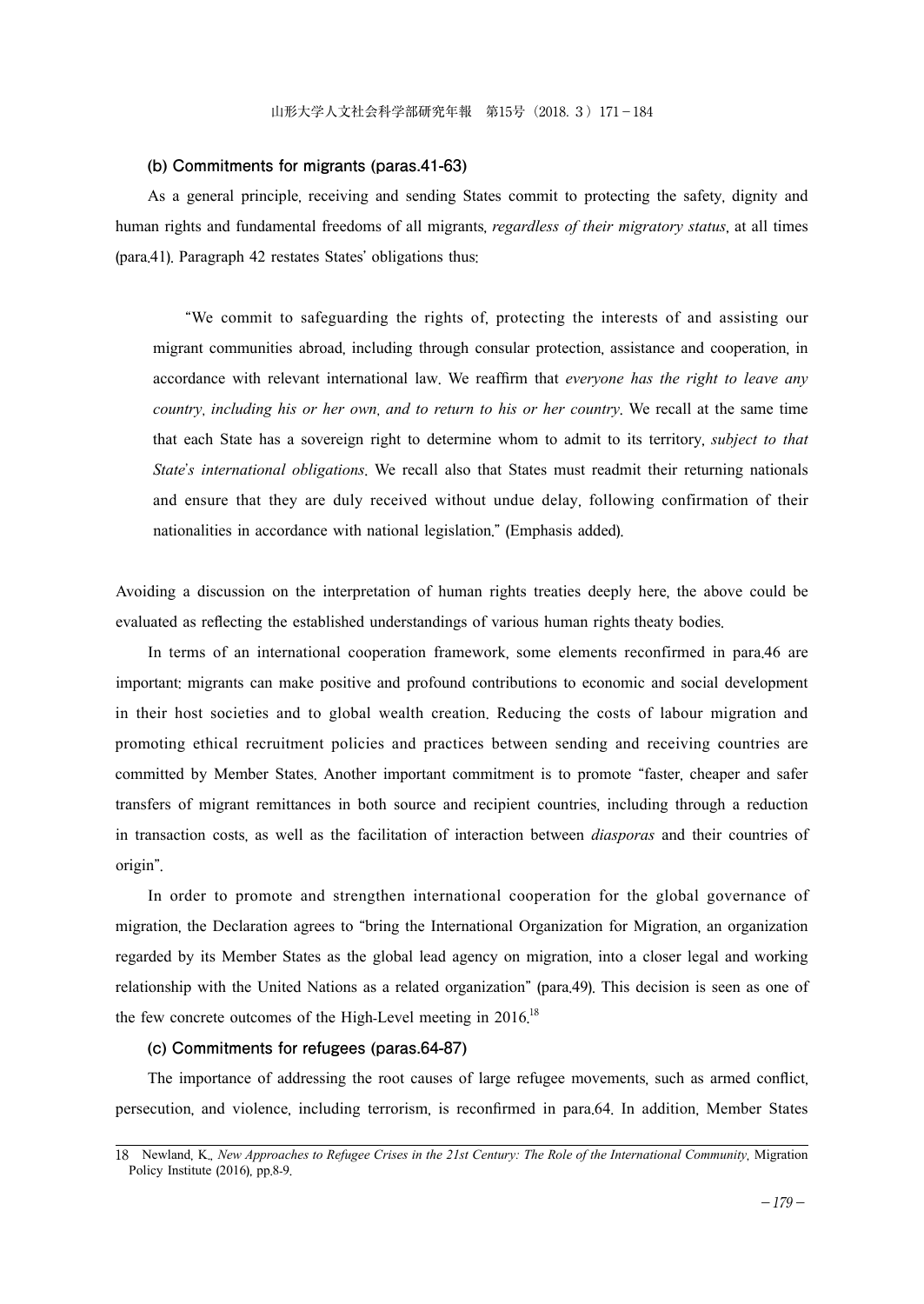### (b) Commitments for migrants (paras.41-63)

As a general principle, receiving and sending States commit to protecting the safety, dignity and human rights and fundamental freedoms of all migrants, *regardless of their migratory status*, at all times (para.41). Paragraph 42 restates States' obligations thus:

> "We commit to safeguarding the rights of, protecting the interests of and assisting our migrant communities abroad, including through consular protection, assistance and cooperation, in accordance with relevant international law. We reaffirm that *everyone has the right to leave any country, including his or her own, and to return to his or her country*. We recall at the same time that each State has a sovereign right to determine whom to admit to its territory, *subject to that State's international obligations*. We recall also that States must readmit their returning nationals and ensure that they are duly received without undue delay, following confirmation of their nationalities in accordance with national legislation." (Emphasis added).

Avoiding a discussion on the interpretation of human rights treaties deeply here, the above could be evaluated as reflecting the established understandings of various human rights theaty bodies.

In terms of an international cooperation framework, some elements reconfirmed in para.46 are important: migrants can make positive and profound contributions to economic and social development in their host societies and to global wealth creation. Reducing the costs of labour migration and promoting ethical recruitment policies and practices between sending and receiving countries are committed by Member States. Another important commitment is to promote "faster, cheaper and safer transfers of migrant remittances in both source and recipient countries, including through a reduction in transaction costs, as well as the facilitation of interaction between *diasporas* and their countries of origin".

In order to promote and strengthen international cooperation for the global governance of migration, the Declaration agrees to "bring the International Organization for Migration, an organization regarded by its Member States as the global lead agency on migration, into a closer legal and working relationship with the United Nations as a related organization" (para.49). This decision is seen as one of the few concrete outcomes of the High-Level meeting in 2016.[18]

### (c) Commitments for refugees (paras.64-87)

The importance of addressing the root causes of large refugee movements, such as armed conflict, persecution, and violence, including terrorism, is reconfirmed in para.64. In addition, Member States

---

18 Newland, K., *New Approaches to Refugee Crises in the 21st Century: The Role of the International Community*, Migration Policy Institute (2016), pp.8-9.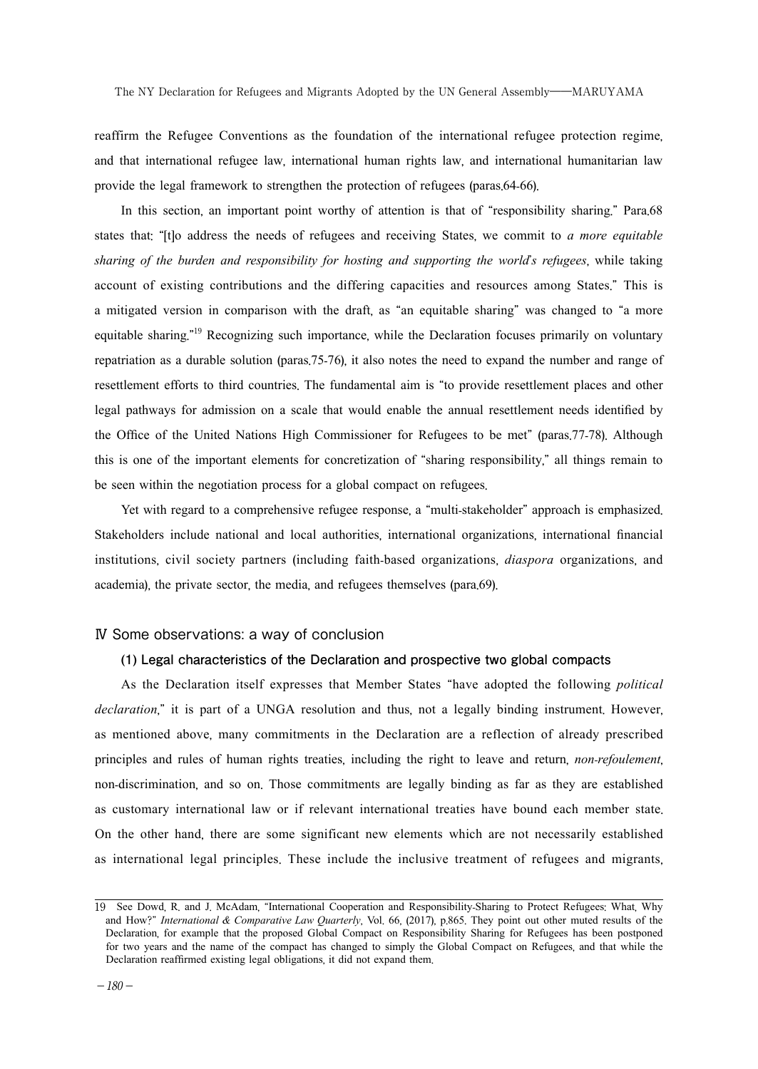reaffirm the Refugee Conventions as the foundation of the international refugee protection regime, and that international refugee law, international human rights law, and international humanitarian law provide the legal framework to strengthen the protection of refugees (paras.64-66).

In this section, an important point worthy of attention is that of "responsibility sharing." Para.68 states that: "[t]o address the needs of refugees and receiving States, we commit to *a more equitable sharing of the burden and responsibility for hosting and supporting the world's refugees*, while taking account of existing contributions and the differing capacities and resources among States." This is a mitigated version in comparison with the draft, as "an equitable sharing" was changed to "a more equitable sharing."[19] Recognizing such importance, while the Declaration focuses primarily on voluntary repatriation as a durable solution (paras.75-76), it also notes the need to expand the number and range of resettlement efforts to third countries. The fundamental aim is "to provide resettlement places and other legal pathways for admission on a scale that would enable the annual resettlement needs identified by the Office of the United Nations High Commissioner for Refugees to be met" (paras.77-78). Although this is one of the important elements for concretization of "sharing responsibility," all things remain to be seen within the negotiation process for a global compact on refugees.

Yet with regard to a comprehensive refugee response, a "multi-stakeholder" approach is emphasized. Stakeholders include national and local authorities, international organizations, international financial institutions, civil society partners (including faith-based organizations, *diaspora* organizations, and academia), the private sector, the media, and refugees themselves (para.69).

## Ⅳ Some observations: a way of conclusion

### (1) Legal characteristics of the Declaration and prospective two global compacts

As the Declaration itself expresses that Member States "have adopted the following *political declaration*," it is part of a UNGA resolution and thus, not a legally binding instrument. However, as mentioned above, many commitments in the Declaration are a reflection of already prescribed principles and rules of human rights treaties, including the right to leave and return, *non-refoulement*, non-discrimination, and so on. Those commitments are legally binding as far as they are established as customary international law or if relevant international treaties have bound each member state. On the other hand, there are some significant new elements which are not necessarily established as international legal principles. These include the inclusive treatment of refugees and migrants,

---

19 See Dowd, R. and J. McAdam, "International Cooperation and Responsibility-Sharing to Protect Refugees: What, Why and How?" *International & Comparative Law Quarterly*, Vol. 66, (2017), p.865. They point out other muted results of the Declaration, for example that the proposed Global Compact on Responsibility Sharing for Refugees has been postponed for two years and the name of the compact has changed to simply the Global Compact on Refugees, and that while the Declaration reaffirmed existing legal obligations, it did not expand them.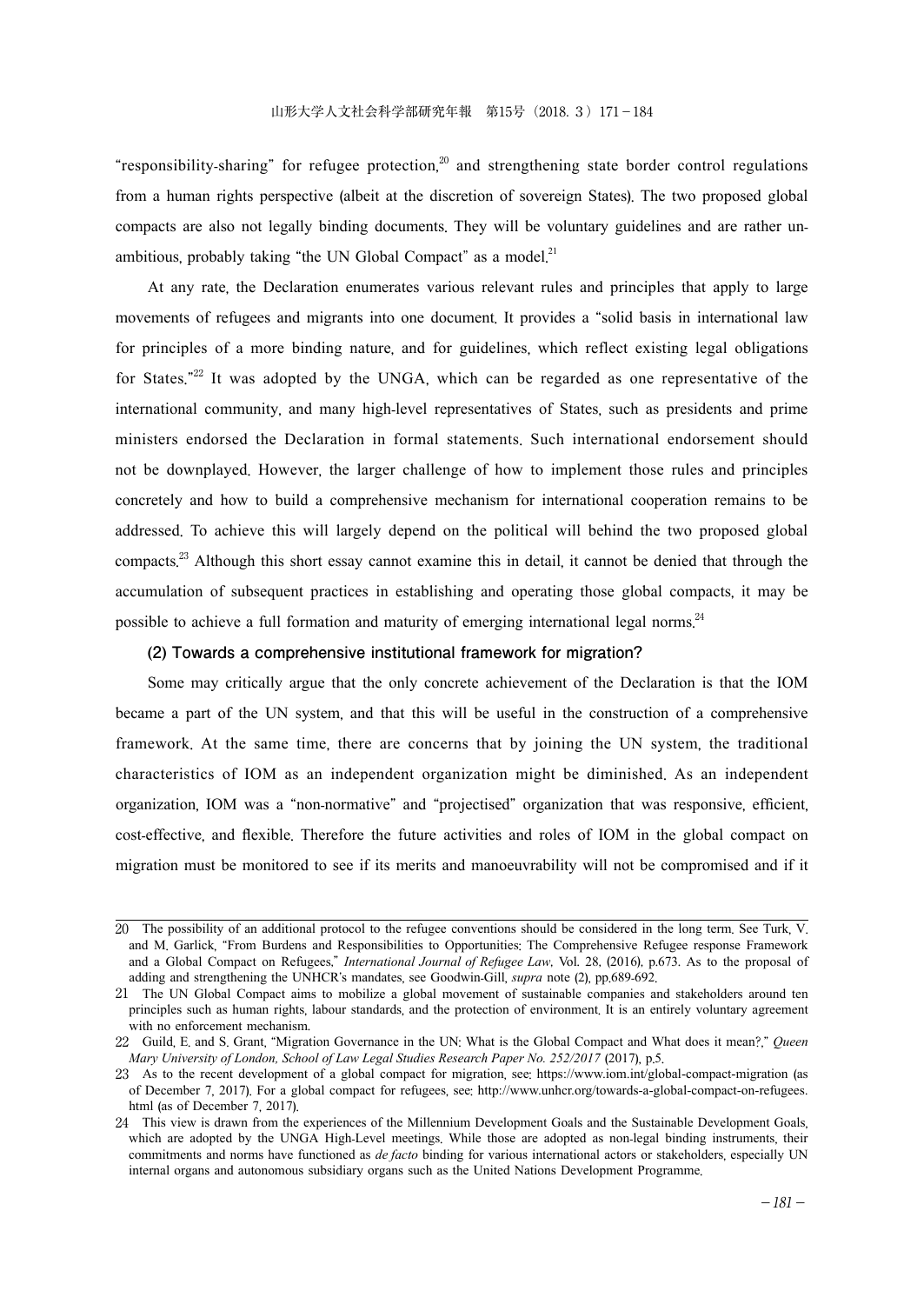"responsibility-sharing" for refugee protection,[20] and strengthening state border control regulations from a human rights perspective (albeit at the discretion of sovereign States). The two proposed global compacts are also not legally binding documents. They will be voluntary guidelines and are rather un-ambitious, probably taking "the UN Global Compact" as a model.[21]

At any rate, the Declaration enumerates various relevant rules and principles that apply to large movements of refugees and migrants into one document. It provides a "solid basis in international law for principles of a more binding nature, and for guidelines, which reflect existing legal obligations for States."[22] It was adopted by the UNGA, which can be regarded as one representative of the international community, and many high-level representatives of States, such as presidents and prime ministers endorsed the Declaration in formal statements. Such international endorsement should not be downplayed. However, the larger challenge of how to implement those rules and principles concretely and how to build a comprehensive mechanism for international cooperation remains to be addressed. To achieve this will largely depend on the political will behind the two proposed global compacts.[23] Although this short essay cannot examine this in detail, it cannot be denied that through the accumulation of subsequent practices in establishing and operating those global compacts, it may be possible to achieve a full formation and maturity of emerging international legal norms.[24]

### (2) Towards a comprehensive institutional framework for migration?

Some may critically argue that the only concrete achievement of the Declaration is that the IOM became a part of the UN system, and that this will be useful in the construction of a comprehensive framework. At the same time, there are concerns that by joining the UN system, the traditional characteristics of IOM as an independent organization might be diminished. As an independent organization, IOM was a "non-normative" and "projectised" organization that was responsive, efficient, cost-effective, and flexible. Therefore the future activities and roles of IOM in the global compact on migration must be monitored to see if its merits and manoeuvrability will not be compromised and if it

---

20 The possibility of an additional protocol to the refugee conventions should be considered in the long term. See Turk, V. and M. Garlick, "From Burdens and Responsibilities to Opportunities: The Comprehensive Refugee response Framework and a Global Compact on Refugees," *International Journal of Refugee Law*, Vol. 28, (2016), p.673. As to the proposal of adding and strengthening the UNHCR's mandates, see Goodwin-Gill, *supra* note (2), pp.689-692.

21 The UN Global Compact aims to mobilize a global movement of sustainable companies and stakeholders around ten principles such as human rights, labour standards, and the protection of environment. It is an entirely voluntary agreement with no enforcement mechanism.

22 Guild, E. and S. Grant, "Migration Governance in the UN: What is the Global Compact and What does it mean?," *Queen Mary University of London, School of Law Legal Studies Research Paper No. 252/2017* (2017), p.5.

23 As to the recent development of a global compact for migration, see: https://www.iom.int/global-compact-migration (as of December 7, 2017). For a global compact for refugees, see: http://www.unhcr.org/towards-a-global-compact-on-refugees.html (as of December 7, 2017).

24 This view is drawn from the experiences of the Millennium Development Goals and the Sustainable Development Goals, which are adopted by the UNGA High-Level meetings. While those are adopted as non-legal binding instruments, their commitments and norms have functioned as *de facto* binding for various international actors or stakeholders, especially UN internal organs and autonomous subsidiary organs such as the United Nations Development Programme.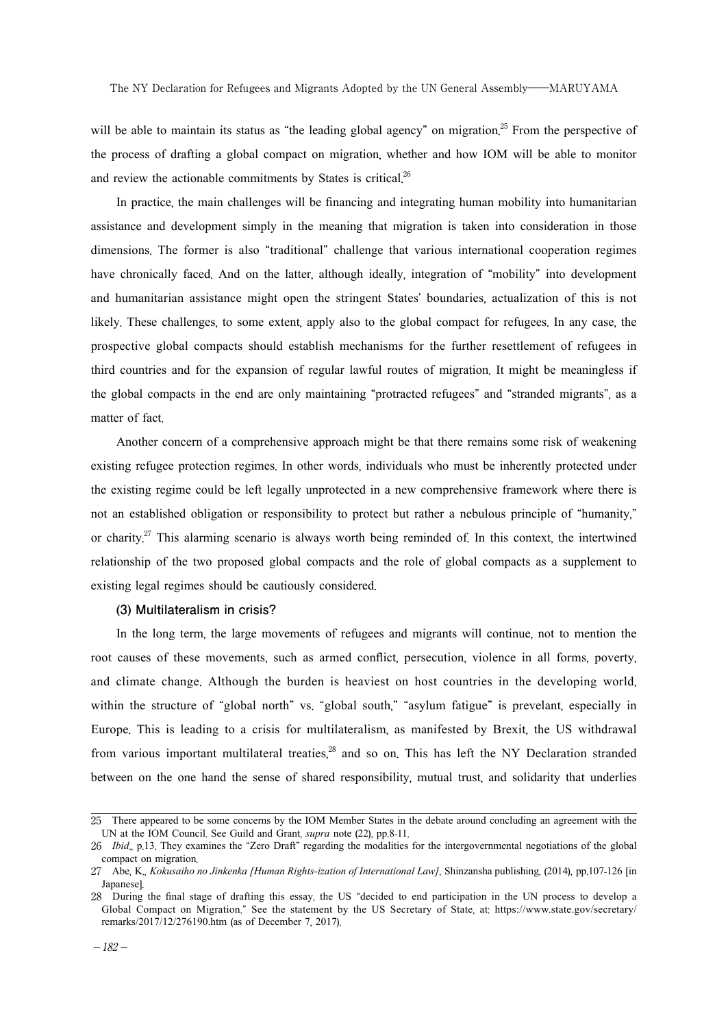will be able to maintain its status as "the leading global agency" on migration.[25] From the perspective of the process of drafting a global compact on migration, whether and how IOM will be able to monitor and review the actionable commitments by States is critical.[26]

In practice, the main challenges will be financing and integrating human mobility into humanitarian assistance and development simply in the meaning that migration is taken into consideration in those dimensions. The former is also "traditional" challenge that various international cooperation regimes have chronically faced. And on the latter, although ideally, integration of "mobility" into development and humanitarian assistance might open the stringent States' boundaries, actualization of this is not likely. These challenges, to some extent, apply also to the global compact for refugees. In any case, the prospective global compacts should establish mechanisms for the further resettlement of refugees in third countries and for the expansion of regular lawful routes of migration. It might be meaningless if the global compacts in the end are only maintaining "protracted refugees" and "stranded migrants", as a matter of fact.

Another concern of a comprehensive approach might be that there remains some risk of weakening existing refugee protection regimes. In other words, individuals who must be inherently protected under the existing regime could be left legally unprotected in a new comprehensive framework where there is not an established obligation or responsibility to protect but rather a nebulous principle of "humanity," or charity.[27] This alarming scenario is always worth being reminded of. In this context, the intertwined relationship of the two proposed global compacts and the role of global compacts as a supplement to existing legal regimes should be cautiously considered.

### (3) Multilateralism in crisis?

In the long term, the large movements of refugees and migrants will continue, not to mention the root causes of these movements, such as armed conflict, persecution, violence in all forms, poverty, and climate change. Although the burden is heaviest on host countries in the developing world, within the structure of "global north" vs. "global south," "asylum fatigue" is prevelant, especially in Europe. This is leading to a crisis for multilateralism, as manifested by Brexit, the US withdrawal from various important multilateral treaties,[28] and so on. This has left the NY Declaration stranded between on the one hand the sense of shared responsibility, mutual trust, and solidarity that underlies

---

25 There appeared to be some concerns by the IOM Member States in the debate around concluding an agreement with the UN at the IOM Council. See Guild and Grant, *supra* note (22), pp.8-11.

26 *Ibid*., p.13. They examines the "Zero Draft" regarding the modalities for the intergovernmental negotiations of the global compact on migration.

27 Abe, K., *Kokusaiho no Jinkenka [Human Rights-ization of International Law]*, Shinzansha publishing, (2014), pp.107-126 [in Japanese].

28 During the final stage of drafting this essay, the US "decided to end participation in the UN process to develop a Global Compact on Migration." See the statement by the US Secretary of State, at: https://www.state.gov/secretary/remarks/2017/12/276190.htm (as of December 7, 2017).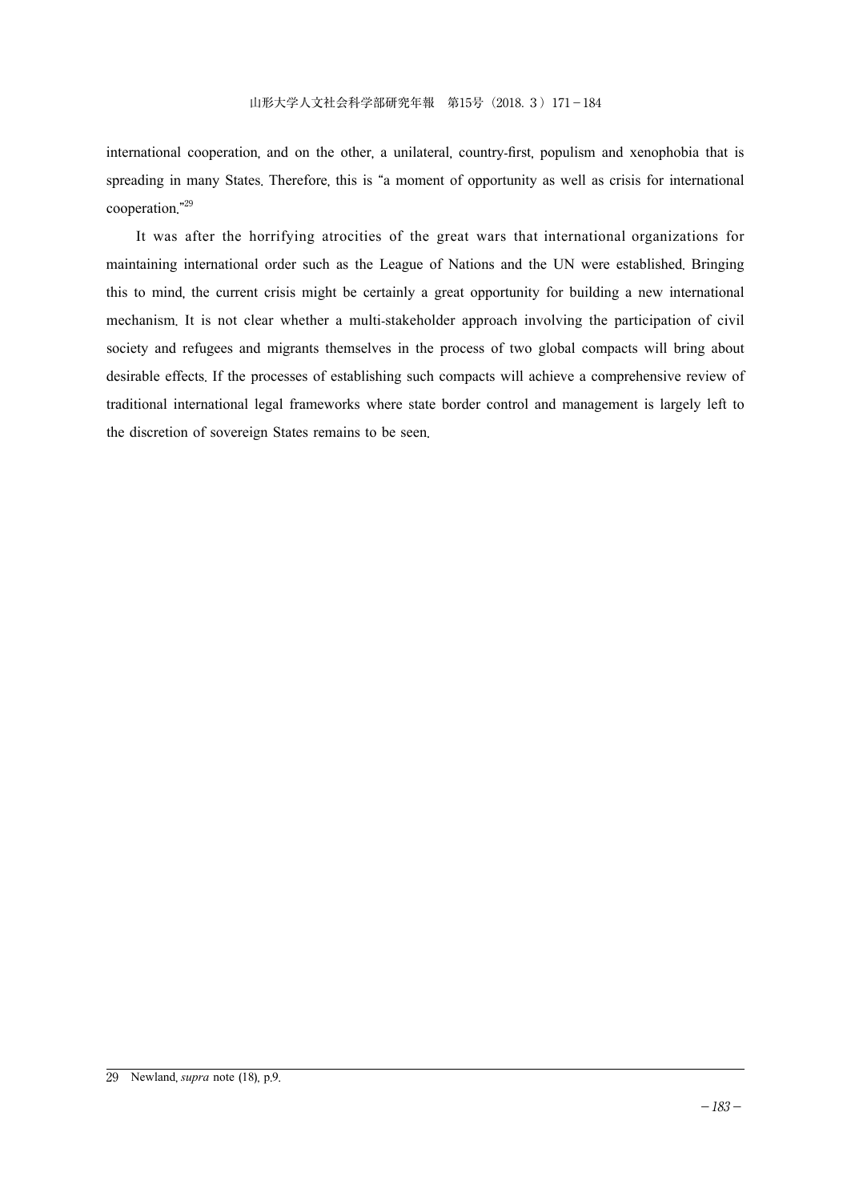international cooperation, and on the other, a unilateral, country-first, populism and xenophobia that is spreading in many States. Therefore, this is "a moment of opportunity as well as crisis for international cooperation."[29]

It was after the horrifying atrocities of the great wars that international organizations for maintaining international order such as the League of Nations and the UN were established. Bringing this to mind, the current crisis might be certainly a great opportunity for building a new international mechanism. It is not clear whether a multi-stakeholder approach involving the participation of civil society and refugees and migrants themselves in the process of two global compacts will bring about desirable effects. If the processes of establishing such compacts will achieve a comprehensive review of traditional international legal frameworks where state border control and management is largely left to the discretion of sovereign States remains to be seen.

29 Newland, *supra* note (18), p.9.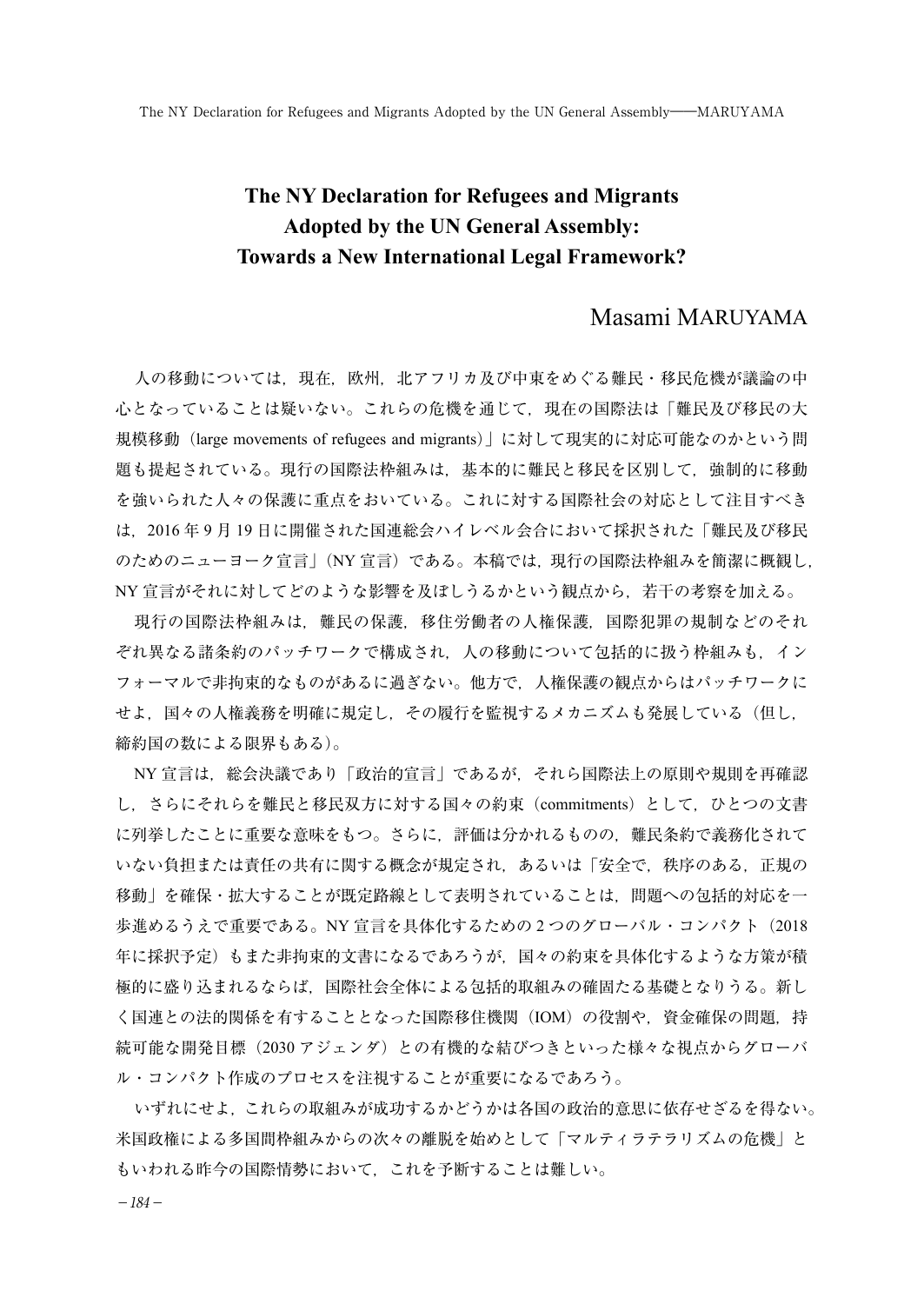# The NY Declaration for Refugees and Migrants Adopted by the UN General Assembly: Towards a New International Legal Framework?

Masami MARUYAMA

人の移動については，現在，欧州，北アフリカ及び中東をめぐる難民・移民危機が議論の中心となっていることは疑いない。これらの危機を通じて，現在の国際法は「難民及び移民の大規模移動（large movements of refugees and migrants）」に対して現実的に対応可能なのかという問題も提起されている。現行の国際法枠組みは，基本的に難民と移民を区別して，強制的に移動を強いられた人々の保護に重点をおいている。これに対する国際社会の対応として注目すべきは，2016 年 9 月 19 日に開催された国連総会ハイレベル会合において採択された「難民及び移民のためのニューヨーク宣言」（NY 宣言）である。本稿では，現行の国際法枠組みを簡潔に概観し，NY 宣言がそれに対してどのような影響を及ぼしうるかという観点から，若干の考察を加える。

現行の国際法枠組みは，難民の保護，移住労働者の人権保護，国際犯罪の規制などのそれぞれ異なる諸条約のパッチワークで構成され，人の移動について包括的に扱う枠組みも，インフォーマルで非拘束的なものがあるに過ぎない。他方で，人権保護の観点からはパッチワークにせよ，国々の人権義務を明確に規定し，その履行を監視するメカニズムも発展している（但し，締約国の数による限界もある）。

NY 宣言は，総会決議であり「政治的宣言」であるが，それら国際法上の原則や規則を再確認し，さらにそれらを難民と移民双方に対する国々の約束（commitments）として，ひとつの文書に列挙したことに重要な意味をもつ。さらに，評価は分かれるものの，難民条約で義務化されていない負担または責任の共有に関する概念が規定され，あるいは「安全で，秩序のある，正規の移動」を確保・拡大することが既定路線として表明されていることは，問題への包括的対応を一歩進めるうえで重要である。NY 宣言を具体化するための 2 つのグローバル・コンパクト（2018 年に採択予定）もまた非拘束的文書になるであろうが，国々の約束を具体化するような方策が積極的に盛り込まれるならば，国際社会全体による包括的取組みの確固たる基礎となりうる。新しく国連との法的関係を有することとなった国際移住機関（IOM）の役割や，資金確保の問題，持続可能な開発目標（2030 アジェンダ）との有機的な結びつきといった様々な視点からグローバル・コンパクト作成のプロセスを注視することが重要になるであろう。

いずれにせよ，これらの取組みが成功するかどうかは各国の政治的意思に依存せざるを得ない。米国政権による多国間枠組みからの次々の離脱を始めとして「マルティラテラリズムの危機」ともいわれる昨今の国際情勢において，これを予断することは難しい。